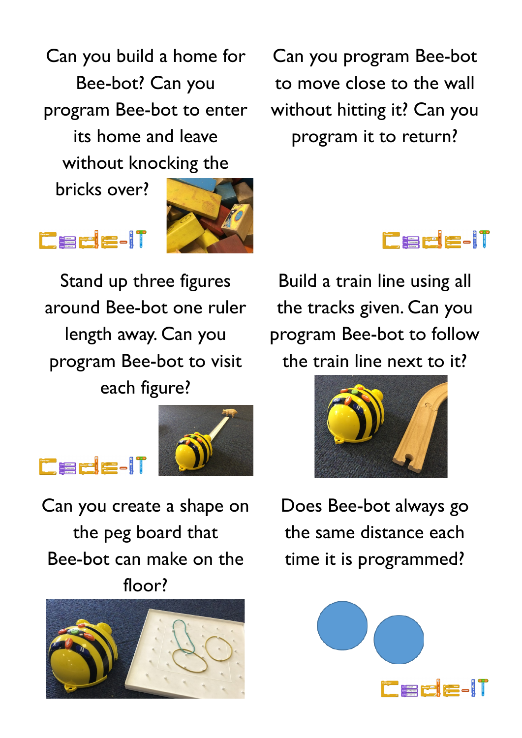Can you build a home for Bee-bot? Can you program Bee-bot to enter its home and leave without knocking the bricks over?

Can you program Bee-bot to move close to the wall without hitting it? Can you program it to return?

Stand up three figures around Bee-bot one ruler length away. Can you program Bee-bot to visit each figure?

Build a train line using all the tracks given. Can you program Bee-bot to follow the train line next to it?

Can you create a shape on the peg board that Bee-bot can make on the floor?

Does Bee-bot always go the same distance each time it is programmed?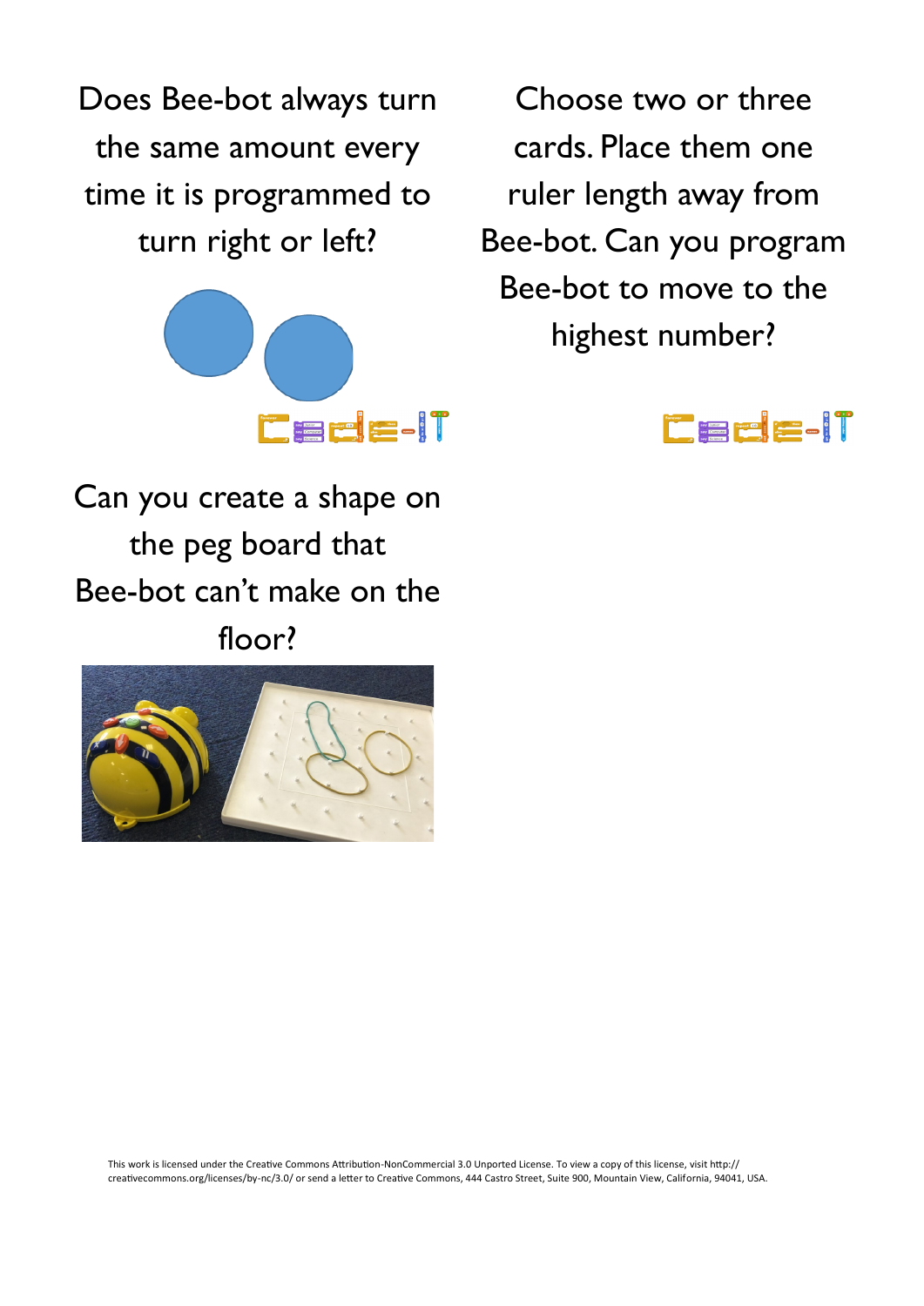Does Bee-bot always turn the same amount every time it is programmed to turn right or left?

Choose two or three cards. Place them one ruler length away from Bee-bot. Can you program Bee-bot to move to the highest number?

Can you create a shape on the peg board that Bee-bot can't make on the floor?

This work is licensed under the Creative Commons Attribution-NonCommercial 3.0 Unported License. To view a copy of this license, visit http://creativecommons.org/licenses/by-nc/3.0/ or send a letter to Creative Commons, 444 Castro Street, Suite 900, Mountain View, California, 94041, USA.